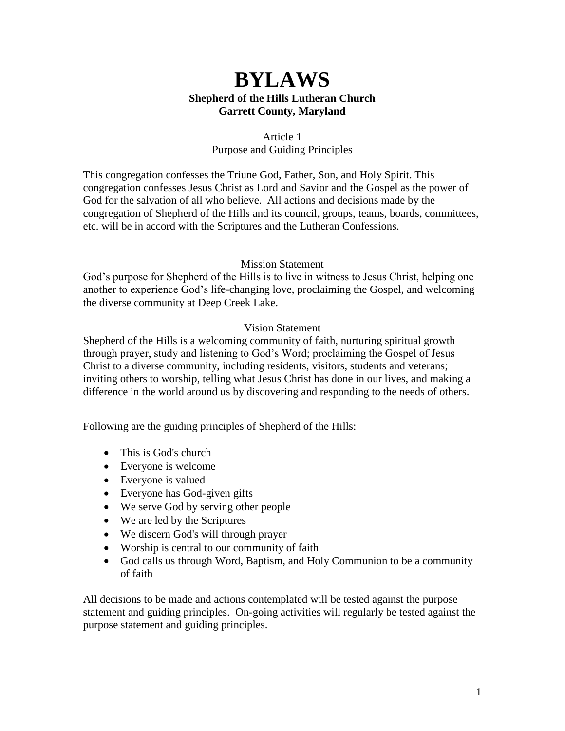# BYLAWS

**Shepherd of the Hills Lutheran Church**
**Garrett County, Maryland**

## Article 1
## Purpose and Guiding Principles

This congregation confesses the Triune God, Father, Son, and Holy Spirit. This congregation confesses Jesus Christ as Lord and Savior and the Gospel as the power of God for the salvation of all who believe. All actions and decisions made by the congregation of Shepherd of the Hills and its council, groups, teams, boards, committees, etc. will be in accord with the Scriptures and the Lutheran Confessions.

### Mission Statement

God's purpose for Shepherd of the Hills is to live in witness to Jesus Christ, helping one another to experience God's life-changing love, proclaiming the Gospel, and welcoming the diverse community at Deep Creek Lake.

### Vision Statement

Shepherd of the Hills is a welcoming community of faith, nurturing spiritual growth through prayer, study and listening to God's Word; proclaiming the Gospel of Jesus Christ to a diverse community, including residents, visitors, students and veterans; inviting others to worship, telling what Jesus Christ has done in our lives, and making a difference in the world around us by discovering and responding to the needs of others.

Following are the guiding principles of Shepherd of the Hills:

- This is God's church
- Everyone is welcome
- Everyone is valued
- Everyone has God-given gifts
- We serve God by serving other people
- We are led by the Scriptures
- We discern God's will through prayer
- Worship is central to our community of faith
- God calls us through Word, Baptism, and Holy Communion to be a community of faith

All decisions to be made and actions contemplated will be tested against the purpose statement and guiding principles. On-going activities will regularly be tested against the purpose statement and guiding principles.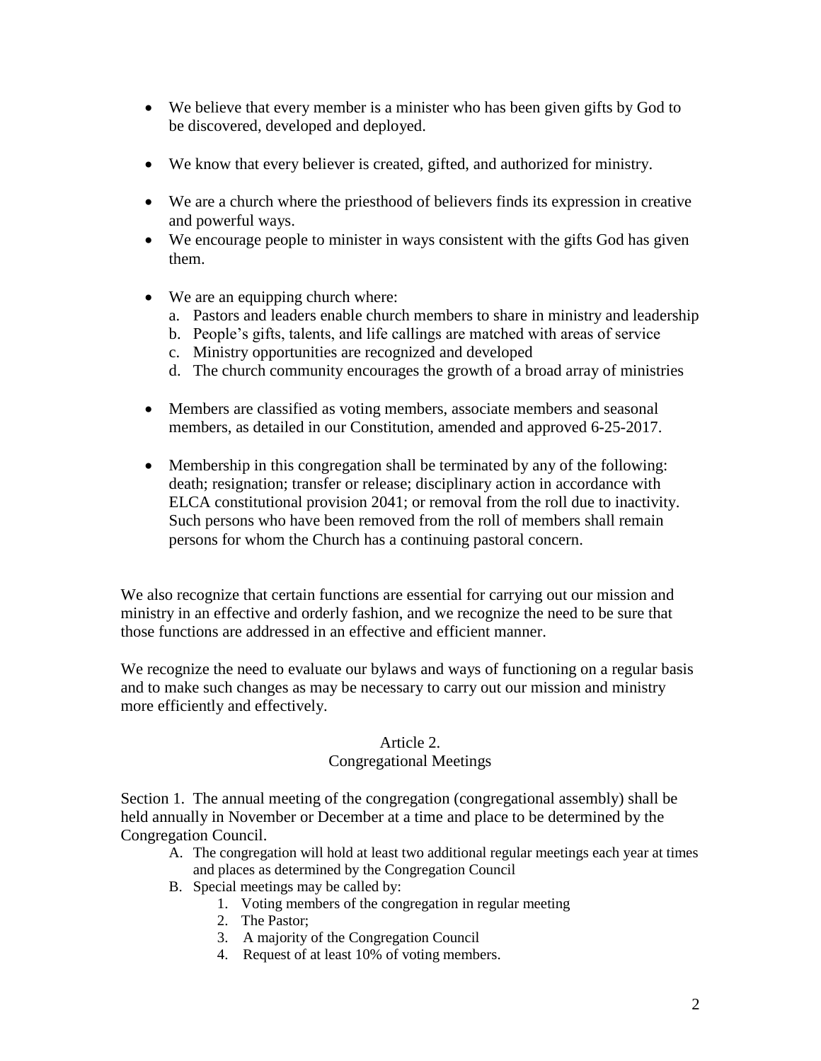- We believe that every member is a minister who has been given gifts by God to be discovered, developed and deployed.
- We know that every believer is created, gifted, and authorized for ministry.
- We are a church where the priesthood of believers finds its expression in creative and powerful ways.
- We encourage people to minister in ways consistent with the gifts God has given them.
- We are an equipping church where:
  a. Pastors and leaders enable church members to share in ministry and leadership
  b. People's gifts, talents, and life callings are matched with areas of service
  c. Ministry opportunities are recognized and developed
  d. The church community encourages the growth of a broad array of ministries
- Members are classified as voting members, associate members and seasonal members, as detailed in our Constitution, amended and approved 6-25-2017.
- Membership in this congregation shall be terminated by any of the following: death; resignation; transfer or release; disciplinary action in accordance with ELCA constitutional provision 2041; or removal from the roll due to inactivity. Such persons who have been removed from the roll of members shall remain persons for whom the Church has a continuing pastoral concern.

We also recognize that certain functions are essential for carrying out our mission and ministry in an effective and orderly fashion, and we recognize the need to be sure that those functions are addressed in an effective and efficient manner.

We recognize the need to evaluate our bylaws and ways of functioning on a regular basis and to make such changes as may be necessary to carry out our mission and ministry more efficiently and effectively.

## Article 2.
## Congregational Meetings

Section 1. The annual meeting of the congregation (congregational assembly) shall be held annually in November or December at a time and place to be determined by the Congregation Council.

A. The congregation will hold at least two additional regular meetings each year at times and places as determined by the Congregation Council
B. Special meetings may be called by:
   1. Voting members of the congregation in regular meeting
   2. The Pastor;
   3. A majority of the Congregation Council
   4. Request of at least 10% of voting members.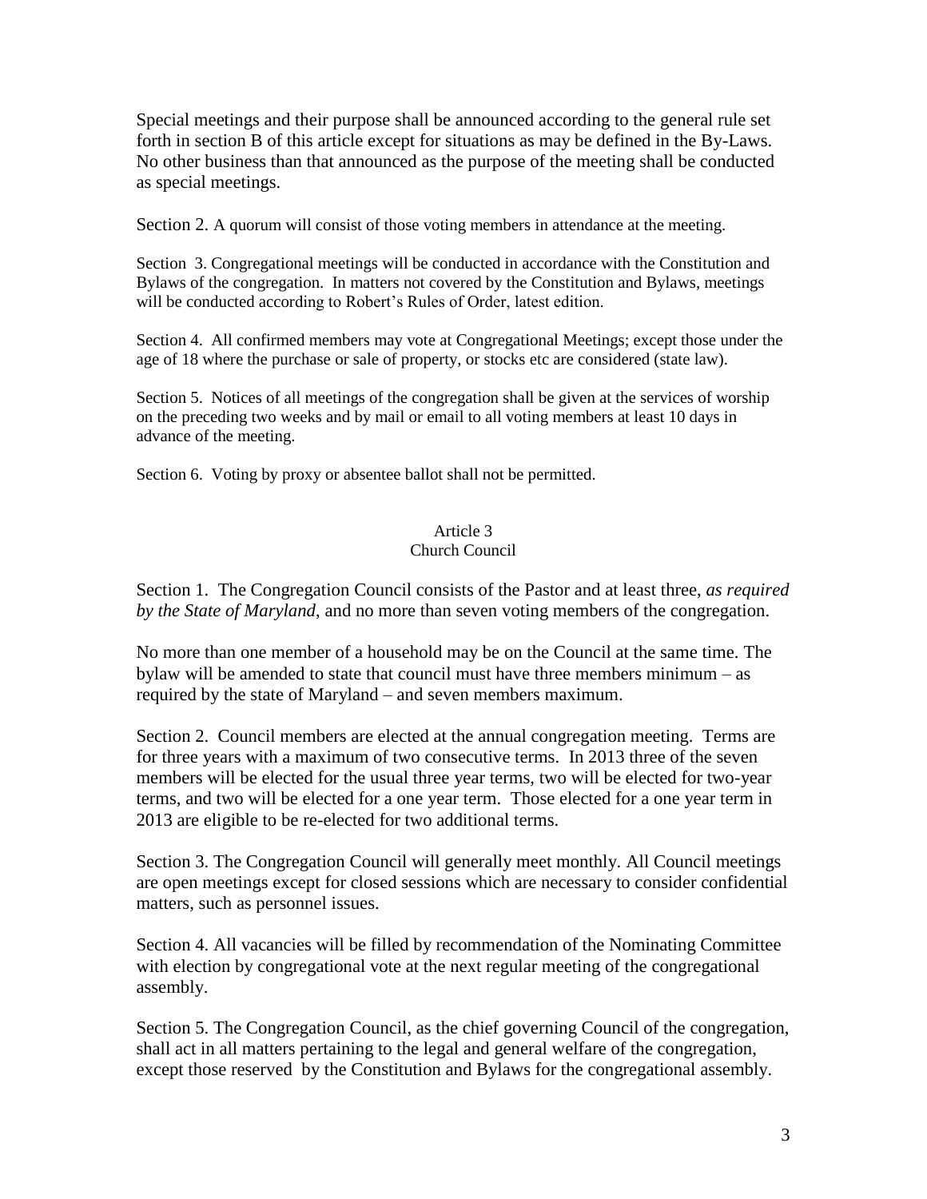Special meetings and their purpose shall be announced according to the general rule set forth in section B of this article except for situations as may be defined in the By-Laws. No other business than that announced as the purpose of the meeting shall be conducted as special meetings.

Section 2. A quorum will consist of those voting members in attendance at the meeting.

Section 3. Congregational meetings will be conducted in accordance with the Constitution and Bylaws of the congregation. In matters not covered by the Constitution and Bylaws, meetings will be conducted according to Robert's Rules of Order, latest edition.

Section 4. All confirmed members may vote at Congregational Meetings; except those under the age of 18 where the purchase or sale of property, or stocks etc are considered (state law).

Section 5. Notices of all meetings of the congregation shall be given at the services of worship on the preceding two weeks and by mail or email to all voting members at least 10 days in advance of the meeting.

Section 6. Voting by proxy or absentee ballot shall not be permitted.

## Article 3
## Church Council

Section 1. The Congregation Council consists of the Pastor and at least three, *as required by the State of Maryland*, and no more than seven voting members of the congregation.

No more than one member of a household may be on the Council at the same time. The bylaw will be amended to state that council must have three members minimum – as required by the state of Maryland – and seven members maximum.

Section 2. Council members are elected at the annual congregation meeting. Terms are for three years with a maximum of two consecutive terms. In 2013 three of the seven members will be elected for the usual three year terms, two will be elected for two-year terms, and two will be elected for a one year term. Those elected for a one year term in 2013 are eligible to be re-elected for two additional terms.

Section 3. The Congregation Council will generally meet monthly. All Council meetings are open meetings except for closed sessions which are necessary to consider confidential matters, such as personnel issues.

Section 4. All vacancies will be filled by recommendation of the Nominating Committee with election by congregational vote at the next regular meeting of the congregational assembly.

Section 5. The Congregation Council, as the chief governing Council of the congregation, shall act in all matters pertaining to the legal and general welfare of the congregation, except those reserved by the Constitution and Bylaws for the congregational assembly.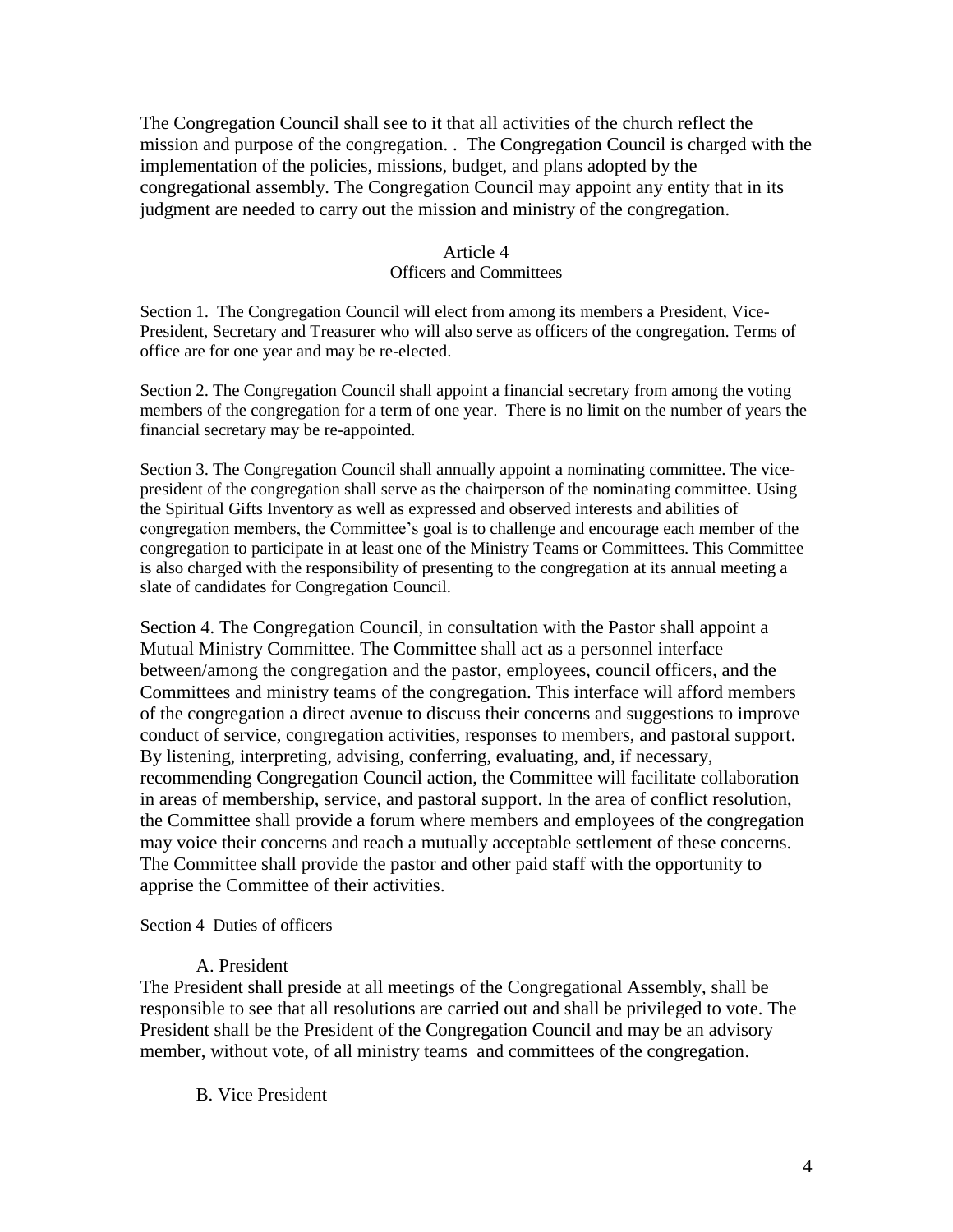The Congregation Council shall see to it that all activities of the church reflect the mission and purpose of the congregation. . The Congregation Council is charged with the implementation of the policies, missions, budget, and plans adopted by the congregational assembly. The Congregation Council may appoint any entity that in its judgment are needed to carry out the mission and ministry of the congregation.

## Article 4
### Officers and Committees

Section 1. The Congregation Council will elect from among its members a President, Vice-President, Secretary and Treasurer who will also serve as officers of the congregation. Terms of office are for one year and may be re-elected.

Section 2. The Congregation Council shall appoint a financial secretary from among the voting members of the congregation for a term of one year. There is no limit on the number of years the financial secretary may be re-appointed.

Section 3. The Congregation Council shall annually appoint a nominating committee. The vice-president of the congregation shall serve as the chairperson of the nominating committee. Using the Spiritual Gifts Inventory as well as expressed and observed interests and abilities of congregation members, the Committee's goal is to challenge and encourage each member of the congregation to participate in at least one of the Ministry Teams or Committees. This Committee is also charged with the responsibility of presenting to the congregation at its annual meeting a slate of candidates for Congregation Council.

Section 4. The Congregation Council, in consultation with the Pastor shall appoint a Mutual Ministry Committee. The Committee shall act as a personnel interface between/among the congregation and the pastor, employees, council officers, and the Committees and ministry teams of the congregation. This interface will afford members of the congregation a direct avenue to discuss their concerns and suggestions to improve conduct of service, congregation activities, responses to members, and pastoral support. By listening, interpreting, advising, conferring, evaluating, and, if necessary, recommending Congregation Council action, the Committee will facilitate collaboration in areas of membership, service, and pastoral support. In the area of conflict resolution, the Committee shall provide a forum where members and employees of the congregation may voice their concerns and reach a mutually acceptable settlement of these concerns. The Committee shall provide the pastor and other paid staff with the opportunity to apprise the Committee of their activities.

Section 4 Duties of officers

A. President

The President shall preside at all meetings of the Congregational Assembly, shall be responsible to see that all resolutions are carried out and shall be privileged to vote. The President shall be the President of the Congregation Council and may be an advisory member, without vote, of all ministry teams and committees of the congregation.

B. Vice President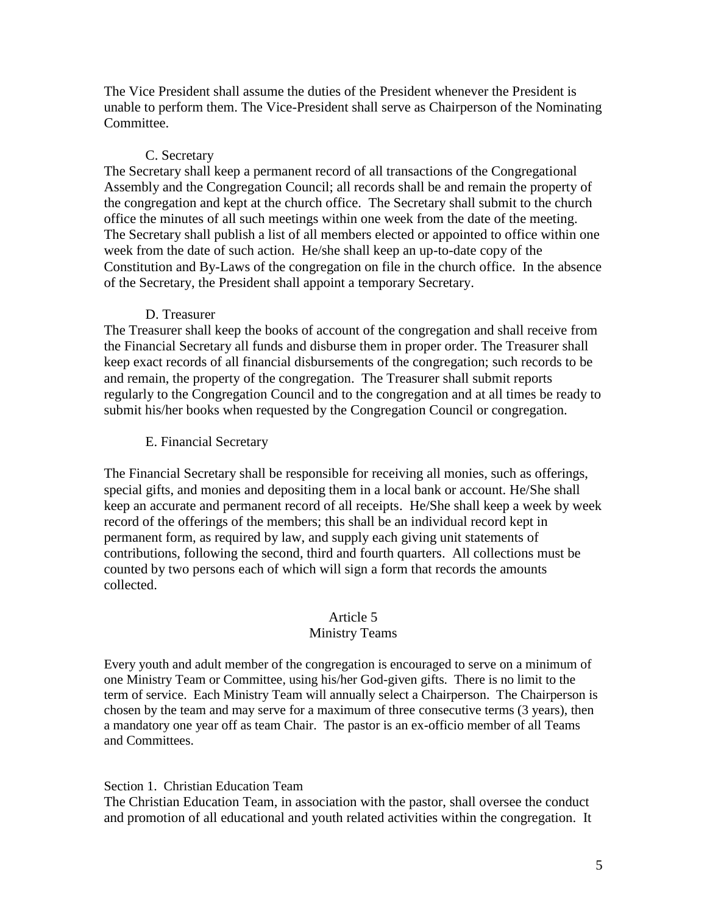The Vice President shall assume the duties of the President whenever the President is unable to perform them. The Vice-President shall serve as Chairperson of the Nominating Committee.

C. Secretary

The Secretary shall keep a permanent record of all transactions of the Congregational Assembly and the Congregation Council; all records shall be and remain the property of the congregation and kept at the church office. The Secretary shall submit to the church office the minutes of all such meetings within one week from the date of the meeting. The Secretary shall publish a list of all members elected or appointed to office within one week from the date of such action. He/she shall keep an up-to-date copy of the Constitution and By-Laws of the congregation on file in the church office. In the absence of the Secretary, the President shall appoint a temporary Secretary.

D. Treasurer

The Treasurer shall keep the books of account of the congregation and shall receive from the Financial Secretary all funds and disburse them in proper order. The Treasurer shall keep exact records of all financial disbursements of the congregation; such records to be and remain, the property of the congregation. The Treasurer shall submit reports regularly to the Congregation Council and to the congregation and at all times be ready to submit his/her books when requested by the Congregation Council or congregation.

E. Financial Secretary

The Financial Secretary shall be responsible for receiving all monies, such as offerings, special gifts, and monies and depositing them in a local bank or account. He/She shall keep an accurate and permanent record of all receipts. He/She shall keep a week by week record of the offerings of the members; this shall be an individual record kept in permanent form, as required by law, and supply each giving unit statements of contributions, following the second, third and fourth quarters. All collections must be counted by two persons each of which will sign a form that records the amounts collected.

## Article 5
## Ministry Teams

Every youth and adult member of the congregation is encouraged to serve on a minimum of one Ministry Team or Committee, using his/her God-given gifts. There is no limit to the term of service. Each Ministry Team will annually select a Chairperson. The Chairperson is chosen by the team and may serve for a maximum of three consecutive terms (3 years), then a mandatory one year off as team Chair. The pastor is an ex-officio member of all Teams and Committees.

Section 1. Christian Education Team

The Christian Education Team, in association with the pastor, shall oversee the conduct and promotion of all educational and youth related activities within the congregation. It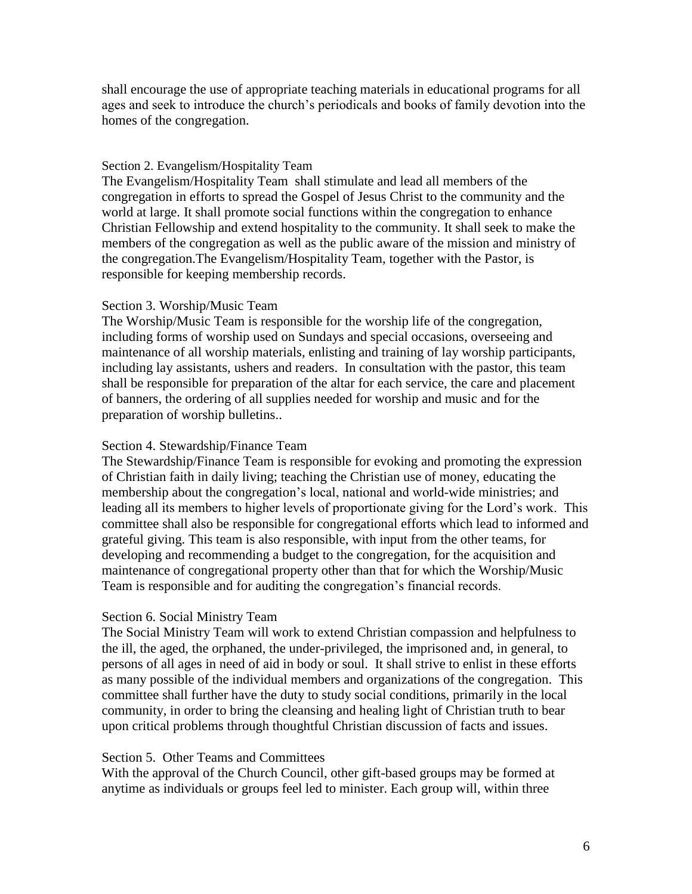shall encourage the use of appropriate teaching materials in educational programs for all ages and seek to introduce the church's periodicals and books of family devotion into the homes of the congregation.

Section 2. Evangelism/Hospitality Team

The Evangelism/Hospitality Team shall stimulate and lead all members of the congregation in efforts to spread the Gospel of Jesus Christ to the community and the world at large. It shall promote social functions within the congregation to enhance Christian Fellowship and extend hospitality to the community. It shall seek to make the members of the congregation as well as the public aware of the mission and ministry of the congregation.The Evangelism/Hospitality Team, together with the Pastor, is responsible for keeping membership records.

Section 3. Worship/Music Team

The Worship/Music Team is responsible for the worship life of the congregation, including forms of worship used on Sundays and special occasions, overseeing and maintenance of all worship materials, enlisting and training of lay worship participants, including lay assistants, ushers and readers. In consultation with the pastor, this team shall be responsible for preparation of the altar for each service, the care and placement of banners, the ordering of all supplies needed for worship and music and for the preparation of worship bulletins..

Section 4. Stewardship/Finance Team

The Stewardship/Finance Team is responsible for evoking and promoting the expression of Christian faith in daily living; teaching the Christian use of money, educating the membership about the congregation's local, national and world-wide ministries; and leading all its members to higher levels of proportionate giving for the Lord's work. This committee shall also be responsible for congregational efforts which lead to informed and grateful giving. This team is also responsible, with input from the other teams, for developing and recommending a budget to the congregation, for the acquisition and maintenance of congregational property other than that for which the Worship/Music Team is responsible and for auditing the congregation's financial records.

Section 6. Social Ministry Team

The Social Ministry Team will work to extend Christian compassion and helpfulness to the ill, the aged, the orphaned, the under-privileged, the imprisoned and, in general, to persons of all ages in need of aid in body or soul. It shall strive to enlist in these efforts as many possible of the individual members and organizations of the congregation. This committee shall further have the duty to study social conditions, primarily in the local community, in order to bring the cleansing and healing light of Christian truth to bear upon critical problems through thoughtful Christian discussion of facts and issues.

Section 5. Other Teams and Committees

With the approval of the Church Council, other gift-based groups may be formed at anytime as individuals or groups feel led to minister. Each group will, within three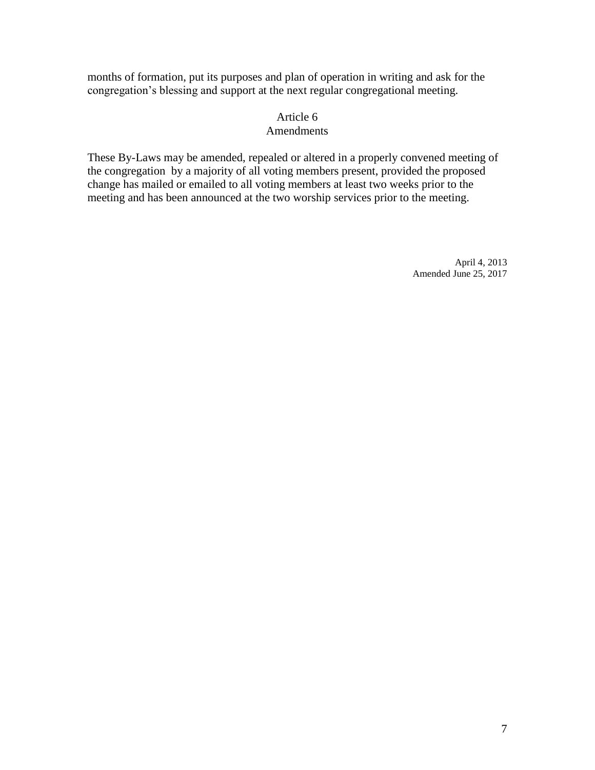months of formation, put its purposes and plan of operation in writing and ask for the congregation's blessing and support at the next regular congregational meeting.

## Article 6
## Amendments

These By-Laws may be amended, repealed or altered in a properly convened meeting of the congregation by a majority of all voting members present, provided the proposed change has mailed or emailed to all voting members at least two weeks prior to the meeting and has been announced at the two worship services prior to the meeting.

April 4, 2013
Amended June 25, 2017